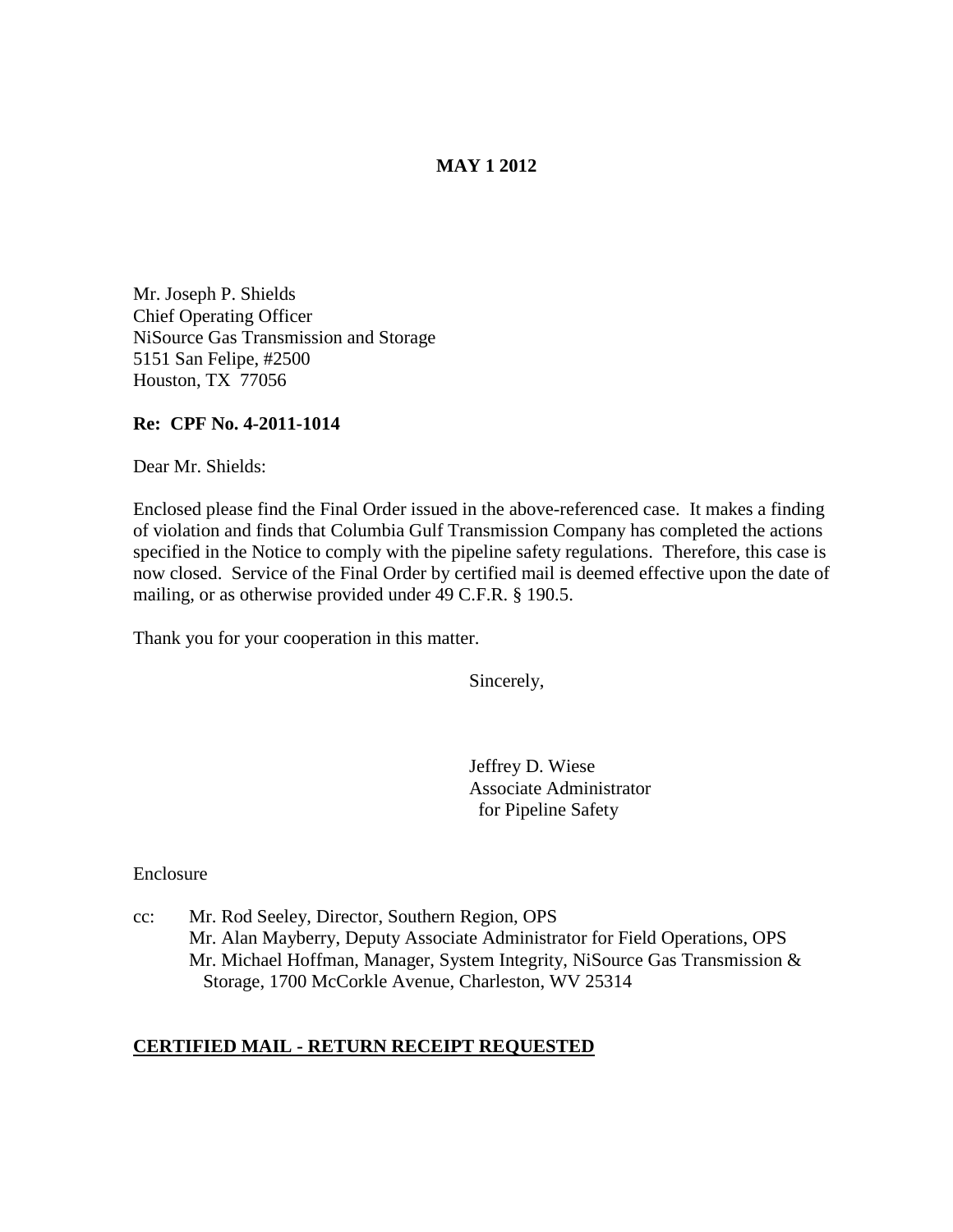**MAY 1 2012**

Mr. Joseph P. Shields
Chief Operating Officer
NiSource Gas Transmission and Storage
5151 San Felipe, #2500
Houston, TX 77056

**Re: CPF No. 4-2011-1014**

Dear Mr. Shields:

Enclosed please find the Final Order issued in the above-referenced case. It makes a finding of violation and finds that Columbia Gulf Transmission Company has completed the actions specified in the Notice to comply with the pipeline safety regulations. Therefore, this case is now closed. Service of the Final Order by certified mail is deemed effective upon the date of mailing, or as otherwise provided under 49 C.F.R. § 190.5.

Thank you for your cooperation in this matter.

Sincerely,

Jeffrey D. Wiese
Associate Administrator
for Pipeline Safety

Enclosure

cc: Mr. Rod Seeley, Director, Southern Region, OPS
Mr. Alan Mayberry, Deputy Associate Administrator for Field Operations, OPS
Mr. Michael Hoffman, Manager, System Integrity, NiSource Gas Transmission & Storage, 1700 McCorkle Avenue, Charleston, WV 25314

**CERTIFIED MAIL - RETURN RECEIPT REQUESTED**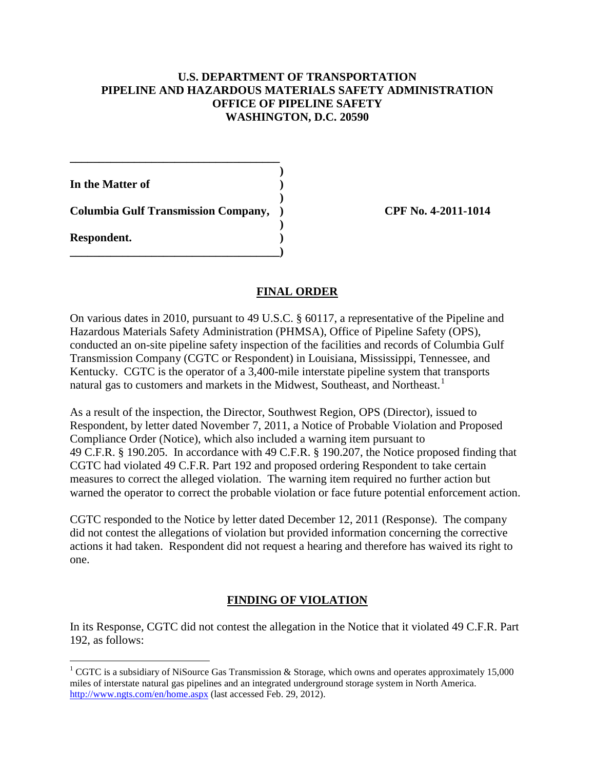**U.S. DEPARTMENT OF TRANSPORTATION**
**PIPELINE AND HAZARDOUS MATERIALS SAFETY ADMINISTRATION**
**OFFICE OF PIPELINE SAFETY**
**WASHINGTON, D.C. 20590**

| | |
|---|---|
| **In the Matter of** | |
| **Columbia Gulf Transmission Company,** | **CPF No. 4-2011-1014** |
| **Respondent.** | |

## FINAL ORDER

On various dates in 2010, pursuant to 49 U.S.C. § 60117, a representative of the Pipeline and Hazardous Materials Safety Administration (PHMSA), Office of Pipeline Safety (OPS), conducted an on-site pipeline safety inspection of the facilities and records of Columbia Gulf Transmission Company (CGTC or Respondent) in Louisiana, Mississippi, Tennessee, and Kentucky. CGTC is the operator of a 3,400-mile interstate pipeline system that transports natural gas to customers and markets in the Midwest, Southeast, and Northeast.[1]

As a result of the inspection, the Director, Southwest Region, OPS (Director), issued to Respondent, by letter dated November 7, 2011, a Notice of Probable Violation and Proposed Compliance Order (Notice), which also included a warning item pursuant to 49 C.F.R. § 190.205. In accordance with 49 C.F.R. § 190.207, the Notice proposed finding that CGTC had violated 49 C.F.R. Part 192 and proposed ordering Respondent to take certain measures to correct the alleged violation. The warning item required no further action but warned the operator to correct the probable violation or face future potential enforcement action.

CGTC responded to the Notice by letter dated December 12, 2011 (Response). The company did not contest the allegations of violation but provided information concerning the corrective actions it had taken. Respondent did not request a hearing and therefore has waived its right to one.

## FINDING OF VIOLATION

In its Response, CGTC did not contest the allegation in the Notice that it violated 49 C.F.R. Part 192, as follows:

[1] CGTC is a subsidiary of NiSource Gas Transmission & Storage, which owns and operates approximately 15,000 miles of interstate natural gas pipelines and an integrated underground storage system in North America. http://www.ngts.com/en/home.aspx (last accessed Feb. 29, 2012).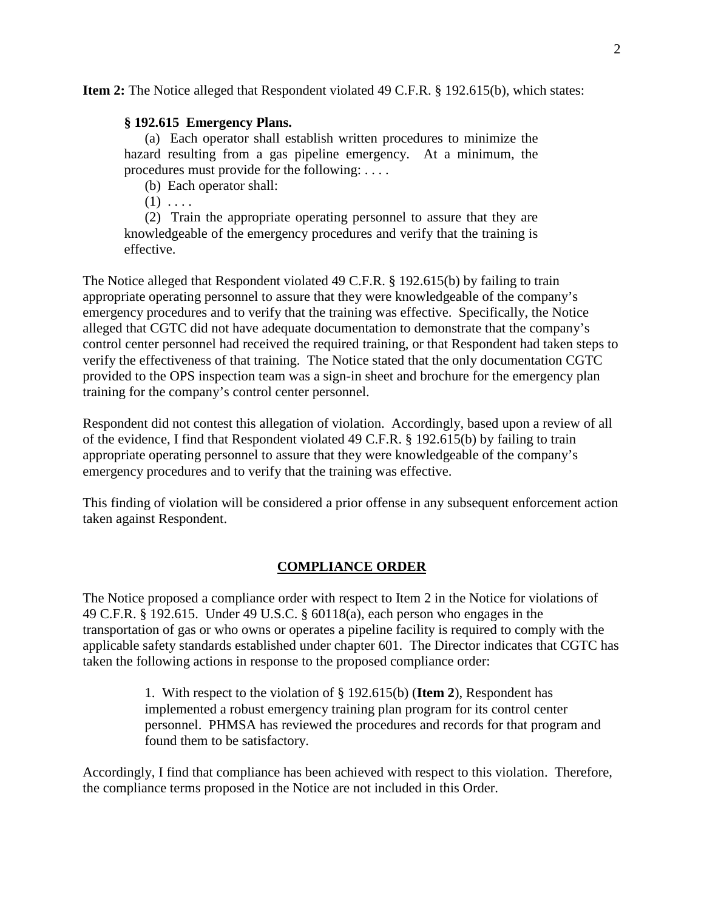**Item 2:** The Notice alleged that Respondent violated 49 C.F.R. § 192.615(b), which states:

> **§ 192.615 Emergency Plans.**
>
> (a) Each operator shall establish written procedures to minimize the hazard resulting from a gas pipeline emergency. At a minimum, the procedures must provide for the following: . . . .
>
> (b) Each operator shall:
>
> (1) . . . .
>
> (2) Train the appropriate operating personnel to assure that they are knowledgeable of the emergency procedures and verify that the training is effective.

The Notice alleged that Respondent violated 49 C.F.R. § 192.615(b) by failing to train appropriate operating personnel to assure that they were knowledgeable of the company's emergency procedures and to verify that the training was effective. Specifically, the Notice alleged that CGTC did not have adequate documentation to demonstrate that the company's control center personnel had received the required training, or that Respondent had taken steps to verify the effectiveness of that training. The Notice stated that the only documentation CGTC provided to the OPS inspection team was a sign-in sheet and brochure for the emergency plan training for the company's control center personnel.

Respondent did not contest this allegation of violation. Accordingly, based upon a review of all of the evidence, I find that Respondent violated 49 C.F.R. § 192.615(b) by failing to train appropriate operating personnel to assure that they were knowledgeable of the company's emergency procedures and to verify that the training was effective.

This finding of violation will be considered a prior offense in any subsequent enforcement action taken against Respondent.

## COMPLIANCE ORDER

The Notice proposed a compliance order with respect to Item 2 in the Notice for violations of 49 C.F.R. § 192.615. Under 49 U.S.C. § 60118(a), each person who engages in the transportation of gas or who owns or operates a pipeline facility is required to comply with the applicable safety standards established under chapter 601. The Director indicates that CGTC has taken the following actions in response to the proposed compliance order:

> 1. With respect to the violation of § 192.615(b) (**Item 2**), Respondent has implemented a robust emergency training plan program for its control center personnel. PHMSA has reviewed the procedures and records for that program and found them to be satisfactory.

Accordingly, I find that compliance has been achieved with respect to this violation. Therefore, the compliance terms proposed in the Notice are not included in this Order.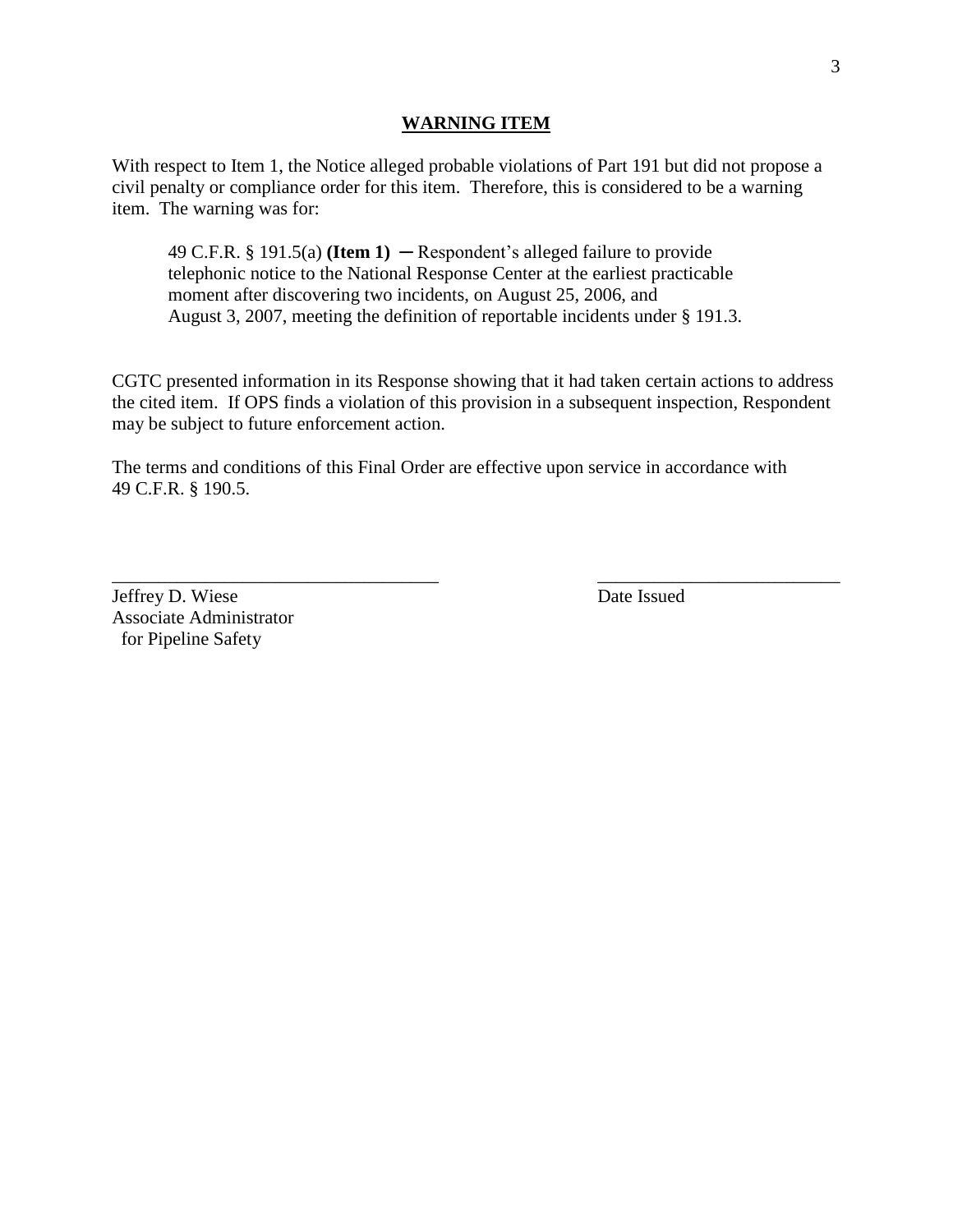## WARNING ITEM

With respect to Item 1, the Notice alleged probable violations of Part 191 but did not propose a civil penalty or compliance order for this item. Therefore, this is considered to be a warning item. The warning was for:

> 49 C.F.R. § 191.5(a) **(Item 1)** ─ Respondent's alleged failure to provide telephonic notice to the National Response Center at the earliest practicable moment after discovering two incidents, on August 25, 2006, and August 3, 2007, meeting the definition of reportable incidents under § 191.3.

CGTC presented information in its Response showing that it had taken certain actions to address the cited item. If OPS finds a violation of this provision in a subsequent inspection, Respondent may be subject to future enforcement action.

The terms and conditions of this Final Order are effective upon service in accordance with 49 C.F.R. § 190.5.

___________________________________ ___________________________

Jeffrey D. Wiese
Associate Administrator
for Pipeline Safety

Date Issued